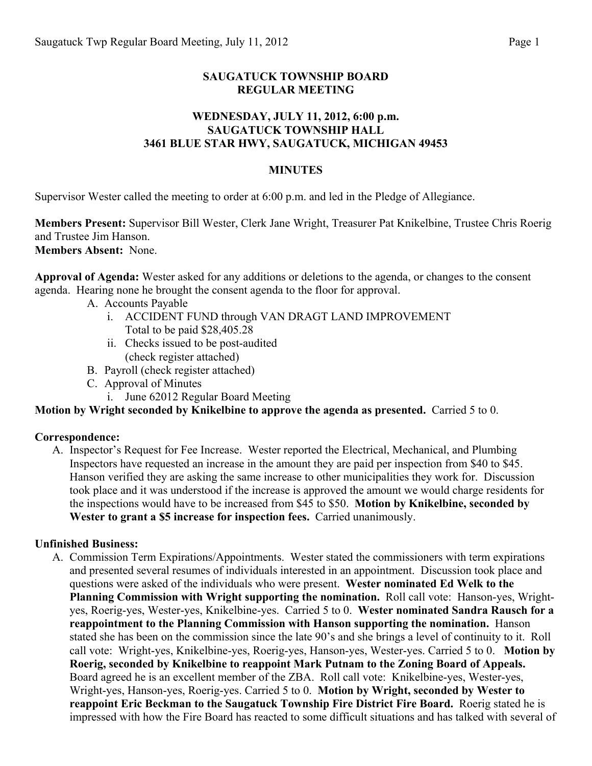**SAUGATUCK TOWNSHIP BOARD**
**REGULAR MEETING**

**WEDNESDAY, JULY 11, 2012, 6:00 p.m.**
**SAUGATUCK TOWNSHIP HALL**
**3461 BLUE STAR HWY, SAUGATUCK, MICHIGAN 49453**

**MINUTES**

Supervisor Wester called the meeting to order at 6:00 p.m. and led in the Pledge of Allegiance.

**Members Present:** Supervisor Bill Wester, Clerk Jane Wright, Treasurer Pat Knikelbine, Trustee Chris Roerig and Trustee Jim Hanson.
**Members Absent:** None.

**Approval of Agenda:** Wester asked for any additions or deletions to the agenda, or changes to the consent agenda. Hearing none he brought the consent agenda to the floor for approval.

- A. Accounts Payable
    - i. ACCIDENT FUND through VAN DRAGT LAND IMPROVEMENT
      Total to be paid $28,405.28
    - ii. Checks issued to be post-audited
      (check register attached)
- B. Payroll (check register attached)
- C. Approval of Minutes
    - i. June 62012 Regular Board Meeting

**Motion by Wright seconded by Knikelbine to approve the agenda as presented.** Carried 5 to 0.

**Correspondence:**

A. Inspector's Request for Fee Increase. Wester reported the Electrical, Mechanical, and Plumbing Inspectors have requested an increase in the amount they are paid per inspection from $40 to $45. Hanson verified they are asking the same increase to other municipalities they work for. Discussion took place and it was understood if the increase is approved the amount we would charge residents for the inspections would have to be increased from $45 to $50. **Motion by Knikelbine, seconded by Wester to grant a $5 increase for inspection fees.** Carried unanimously.

**Unfinished Business:**

A. Commission Term Expirations/Appointments. Wester stated the commissioners with term expirations and presented several resumes of individuals interested in an appointment. Discussion took place and questions were asked of the individuals who were present. **Wester nominated Ed Welk to the Planning Commission with Wright supporting the nomination.** Roll call vote: Hanson-yes, Wright-yes, Roerig-yes, Wester-yes, Knikelbine-yes. Carried 5 to 0. **Wester nominated Sandra Rausch for a reappointment to the Planning Commission with Hanson supporting the nomination.** Hanson stated she has been on the commission since the late 90's and she brings a level of continuity to it. Roll call vote: Wright-yes, Knikelbine-yes, Roerig-yes, Hanson-yes, Wester-yes. Carried 5 to 0. **Motion by Roerig, seconded by Knikelbine to reappoint Mark Putnam to the Zoning Board of Appeals.** Board agreed he is an excellent member of the ZBA. Roll call vote: Knikelbine-yes, Wester-yes, Wright-yes, Hanson-yes, Roerig-yes. Carried 5 to 0. **Motion by Wright, seconded by Wester to reappoint Eric Beckman to the Saugatuck Township Fire District Fire Board.** Roerig stated he is impressed with how the Fire Board has reacted to some difficult situations and has talked with several of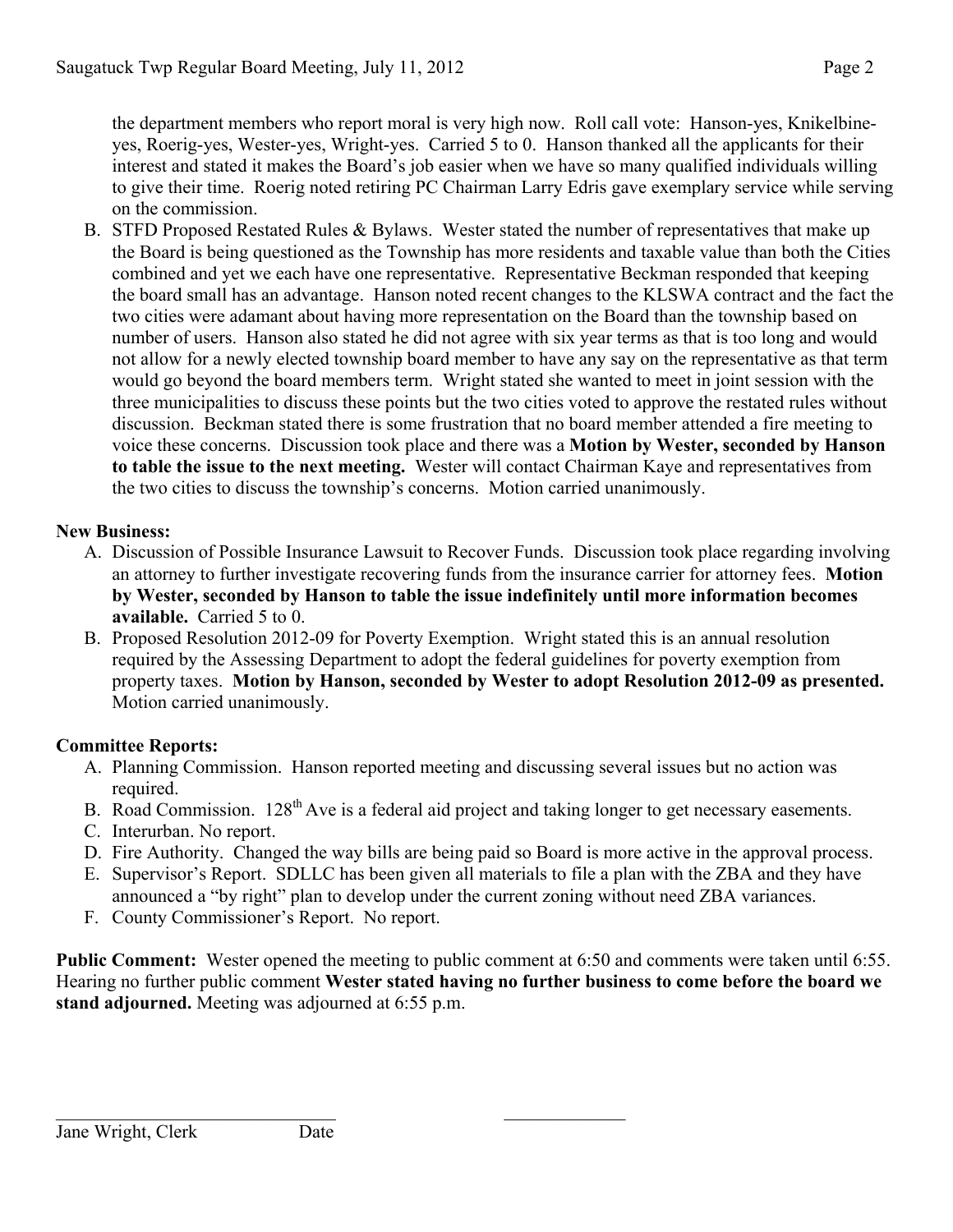the department members who report moral is very high now. Roll call vote: Hanson-yes, Knikelbine-yes, Roerig-yes, Wester-yes, Wright-yes. Carried 5 to 0. Hanson thanked all the applicants for their interest and stated it makes the Board's job easier when we have so many qualified individuals willing to give their time. Roerig noted retiring PC Chairman Larry Edris gave exemplary service while serving on the commission.

B. STFD Proposed Restated Rules & Bylaws. Wester stated the number of representatives that make up the Board is being questioned as the Township has more residents and taxable value than both the Cities combined and yet we each have one representative. Representative Beckman responded that keeping the board small has an advantage. Hanson noted recent changes to the KLSWA contract and the fact the two cities were adamant about having more representation on the Board than the township based on number of users. Hanson also stated he did not agree with six year terms as that is too long and would not allow for a newly elected township board member to have any say on the representative as that term would go beyond the board members term. Wright stated she wanted to meet in joint session with the three municipalities to discuss these points but the two cities voted to approve the restated rules without discussion. Beckman stated there is some frustration that no board member attended a fire meeting to voice these concerns. Discussion took place and there was a **Motion by Wester, seconded by Hanson to table the issue to the next meeting.** Wester will contact Chairman Kaye and representatives from the two cities to discuss the township's concerns. Motion carried unanimously.

**New Business:**

A. Discussion of Possible Insurance Lawsuit to Recover Funds. Discussion took place regarding involving an attorney to further investigate recovering funds from the insurance carrier for attorney fees. **Motion by Wester, seconded by Hanson to table the issue indefinitely until more information becomes available.** Carried 5 to 0.

B. Proposed Resolution 2012-09 for Poverty Exemption. Wright stated this is an annual resolution required by the Assessing Department to adopt the federal guidelines for poverty exemption from property taxes. **Motion by Hanson, seconded by Wester to adopt Resolution 2012-09 as presented.** Motion carried unanimously.

**Committee Reports:**

A. Planning Commission. Hanson reported meeting and discussing several issues but no action was required.
B. Road Commission. 128th Ave is a federal aid project and taking longer to get necessary easements.
C. Interurban. No report.
D. Fire Authority. Changed the way bills are being paid so Board is more active in the approval process.
E. Supervisor's Report. SDLLC has been given all materials to file a plan with the ZBA and they have announced a "by right" plan to develop under the current zoning without need ZBA variances.
F. County Commissioner's Report. No report.

**Public Comment:** Wester opened the meeting to public comment at 6:50 and comments were taken until 6:55. Hearing no further public comment **Wester stated having no further business to come before the board we stand adjourned.** Meeting was adjourned at 6:55 p.m.

______________________________ ______________

Jane Wright, Clerk Date